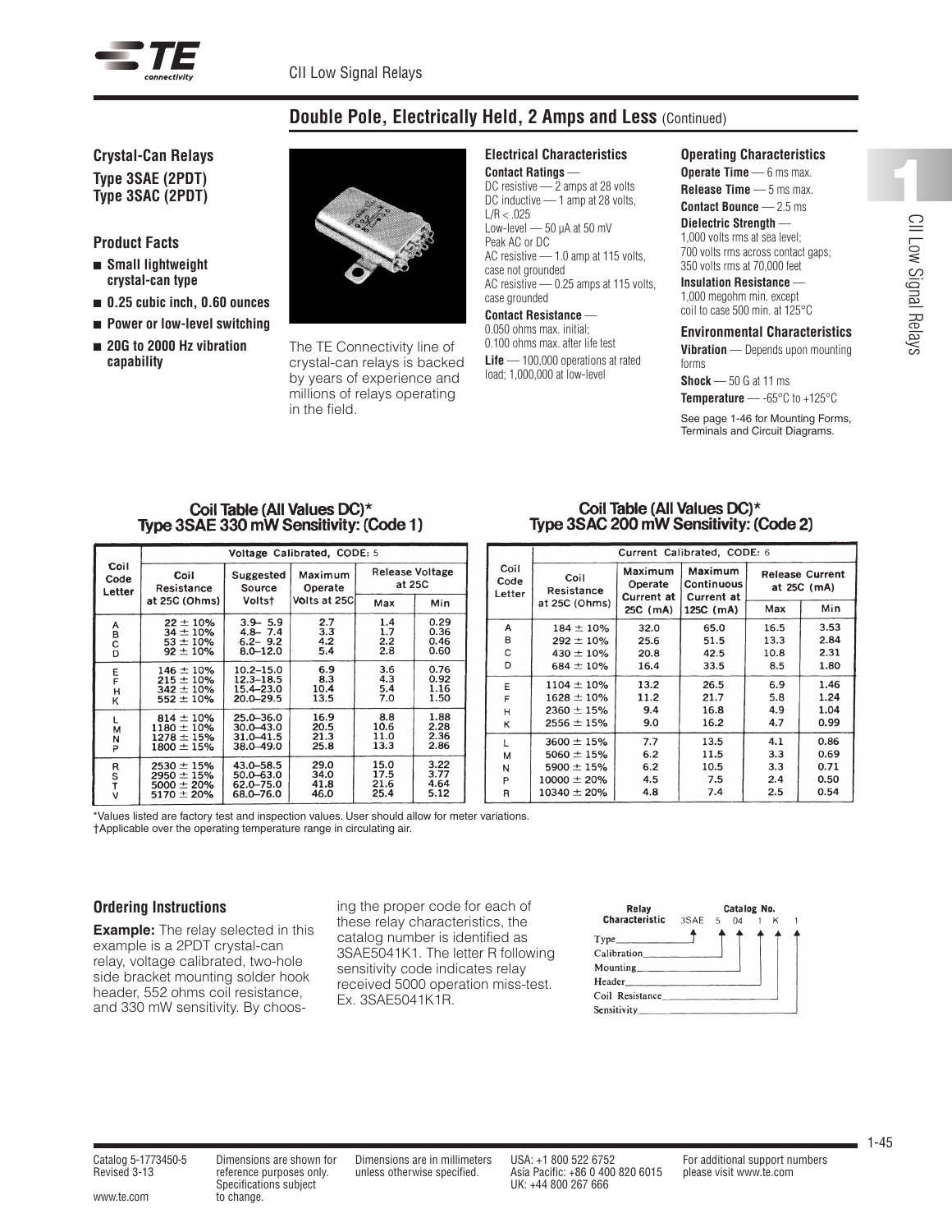## Double Pole, Electrically Held, 2 Amps and Less (Continued)

### Crystal-Can Relays
**Type 3SAE (2PDT)**
**Type 3SAC (2PDT)**

### Product Facts

- **Small lightweight crystal-can type**
- **0.25 cubic inch, 0.60 ounces**
- **Power or low-level switching**
- **20G to 2000 Hz vibration capability**

The TE Connectivity line of crystal-can relays is backed by years of experience and millions of relays operating in the field.

### Electrical Characteristics

**Contact Ratings** —
DC resistive — 2 amps at 28 volts
DC inductive — 1 amp at 28 volts, L/R < .025
Low-level — 50 µA at 50 mV Peak AC or DC
AC resistive — 1.0 amp at 115 volts, case not grounded
AC resistive — 0.25 amps at 115 volts, case grounded

**Contact Resistance** —
0.050 ohms max. initial;
0.100 ohms max. after life test

**Life** — 100,000 operations at rated load; 1,000,000 at low-level

### Operating Characteristics

**Operate Time** — 6 ms max.

**Release Time** — 5 ms max.

**Contact Bounce** — 2.5 ms

**Dielectric Strength** —
1,000 volts rms at sea level;
700 volts rms across contact gaps;
350 volts rms at 70,000 feet

**Insulation Resistance** —
1,000 megohm min. except coil to case 500 min. at 125°C

### Environmental Characteristics

**Vibration** — Depends upon mounting forms

**Shock** — 50 G at 11 ms

**Temperature** — -65°C to +125°C

See page 1-46 for Mounting Forms, Terminals and Circuit Diagrams.

### Coil Table (All Values DC)* Type 3SAE 330 mW Sensitivity: (Code 1)

| Coil Code Letter | Voltage Calibrated, CODE: 5 | | | | |
|---|---|---|---|---|---|
| | Coil Resistance at 25C (Ohms) | Suggested Source Volts† | Maximum Operate Volts at 25C | Release Voltage at 25C Max | Release Voltage at 25C Min |
| A | 22 ± 10% | 3.9– 5.9 | 2.7 | 1.4 | 0.29 |
| B | 34 ± 10% | 4.8– 7.4 | 3.3 | 1.7 | 0.36 |
| C | 53 ± 10% | 6.2– 9.2 | 4.2 | 2.2 | 0.46 |
| D | 92 ± 10% | 8.0–12.0 | 5.4 | 2.8 | 0.60 |
| E | 146 ± 10% | 10.2–15.0 | 6.9 | 3.6 | 0.76 |
| F | 215 ± 10% | 12.3–18.5 | 8.3 | 4.3 | 0.92 |
| H | 342 ± 10% | 15.4–23.0 | 10.4 | 5.4 | 1.16 |
| K | 552 ± 10% | 20.0–29.5 | 13.5 | 7.0 | 1.50 |
| L | 814 ± 10% | 25.0–36.0 | 16.9 | 8.8 | 1.88 |
| M | 1180 ± 10% | 30.0–43.0 | 20.5 | 10.6 | 2.28 |
| N | 1278 ± 15% | 31.0–41.5 | 21.3 | 11.0 | 2.36 |
| P | 1800 ± 15% | 38.0–49.0 | 25.8 | 13.3 | 2.86 |
| R | 2530 ± 15% | 43.0–58.5 | 29.0 | 15.0 | 3.22 |
| S | 2950 ± 15% | 50.0–63.0 | 34.0 | 17.5 | 3.77 |
| T | 5000 ± 20% | 62.0–75.0 | 41.8 | 21.6 | 4.64 |
| V | 5170 ± 20% | 68.0–76.0 | 46.0 | 25.4 | 5.12 |

### Coil Table (All Values DC)* Type 3SAC 200 mW Sensitivity: (Code 2)

| Coil Code Letter | Current Calibrated, CODE: 6 | | | | |
|---|---|---|---|---|---|
| | Coil Resistance at 25C (Ohms) | Maximum Operate Current at 25C (mA) | Maximum Continuous Current at 125C (mA) | Release Current at 25C (mA) Max | Release Current at 25C (mA) Min |
| A | 184 ± 10% | 32.0 | 65.0 | 16.5 | 3.53 |
| B | 292 ± 10% | 25.6 | 51.5 | 13.3 | 2.84 |
| C | 430 ± 10% | 20.8 | 42.5 | 10.8 | 2.31 |
| D | 684 ± 10% | 16.4 | 33.5 | 8.5 | 1.80 |
| E | 1104 ± 10% | 13.2 | 26.5 | 6.9 | 1.46 |
| F | 1628 ± 10% | 11.2 | 21.7 | 5.8 | 1.24 |
| H | 2360 ± 15% | 9.4 | 16.8 | 4.9 | 1.04 |
| K | 2556 ± 15% | 9.0 | 16.2 | 4.7 | 0.99 |
| L | 3600 ± 15% | 7.7 | 13.5 | 4.1 | 0.86 |
| M | 5060 ± 15% | 6.2 | 11.5 | 3.3 | 0.69 |
| N | 5900 ± 15% | 6.2 | 10.5 | 3.3 | 0.71 |
| P | 10000 ± 20% | 4.5 | 7.5 | 2.4 | 0.50 |
| R | 10340 ± 20% | 4.8 | 7.4 | 2.5 | 0.54 |

*Values listed are factory test and inspection values. User should allow for meter variations.
†Applicable over the operating temperature range in circulating air.

### Ordering Instructions

**Example:** The relay selected in this example is a 2PDT crystal-can relay, voltage calibrated, two-hole side bracket mounting solder hook header, 552 ohms coil resistance, and 330 mW sensitivity. By choosing the proper code for each of these relay characteristics, the catalog number is identified as 3SAE5041K1. The letter R following sensitivity code indicates relay received 5000 operation miss-test. Ex. 3SAE5041K1R.

| Relay Characteristic | Catalog No. |
|---|---|
| Type | 3SAE |
| Calibration | 5 |
| Mounting | 04 |
| Header | 1 |
| Coil Resistance | K |
| Sensitivity | 1 |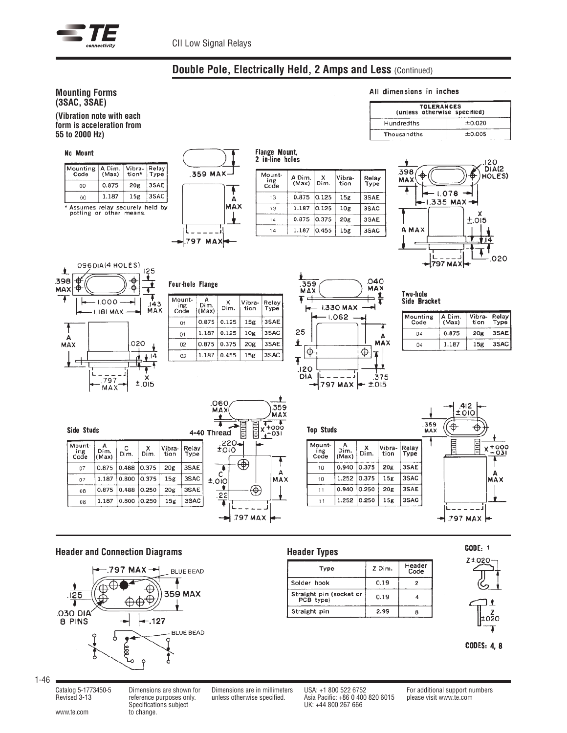## Double Pole, Electrically Held, 2 Amps and Less (Continued)

### Mounting Forms (3SAC, 3SAE)

**(Vibration note with each form is acceleration from 55 to 2000 Hz)**

All dimensions in inches

| TOLERANCES (unless otherwise specified) | |
|---|---|
| Hundredths | ±0.020 |
| Thousandths | ±0.005 |

#### No Mount

| Mounting Code | A Dim. (Max) | Vibration* | Relay Type |
|---|---|---|---|
| 00 | 0.875 | 20g | 3SAE |
| 00 | 1.187 | 15g | 3SAC |

\* Assumes relay securely held by potting or other means.

.359 MAX
A MAX
.797 MAX

#### Flange Mount, 2 in-line holes

| Mounting Code | A Dim. (Max) | X Dim. | Vibration | Relay Type |
|---|---|---|---|---|
| 13 | 0.875 | 0.125 | 15g | 3SAE |
| 13 | 1.187 | 0.125 | 10g | 3SAC |
| 14 | 0.875 | 0.375 | 20g | 3SAE |
| 14 | 1.187 | 0.455 | 15g | 3SAC |

.398 MAX
.120 DIA(2 HOLES)
1.078
1.335 MAX
X ±.015
A MAX
.14
.020
.797 MAX

#### Four-hole Flange

.096 DIA(4 HOLES)
.125
.398 MAX
1.000
1.181 MAX
.143 MAX
A MAX
.020
.14
.797 MAX
X ±.015

| Mounting Code | A Dim. (Max) | X Dim. | Vibration | Relay Type |
|---|---|---|---|---|
| 01 | 0.875 | 0.125 | 15g | 3SAE |
| 01 | 1.187 | 0.125 | 10g | 3SAC |
| 02 | 0.875 | 0.375 | 20g | 3SAE |
| 02 | 1.187 | 0.455 | 15g | 3SAC |

#### Two-hole Side Bracket

.359 MAX
.040 MAX
1.330 MAX
1.062
.25
A MAX
.120 DIA
.797 MAX
.375 ±.015

| Mounting Code | A Dim. (Max) | Vibration | Relay Type |
|---|---|---|---|
| 04 | 0.875 | 20g | 3SAE |
| 04 | 1.187 | 15g | 3SAC |

#### Side Studs

| Mounting Code | A Dim. (Max) | C Dim. | X Dim. | Vibration | Relay Type |
|---|---|---|---|---|---|
| 07 | 0.875 | 0.488 | 0.375 | 20g | 3SAE |
| 07 | 1.187 | 0.800 | 0.375 | 15g | 3SAC |
| 08 | 0.875 | 0.488 | 0.250 | 20g | 3SAE |
| 08 | 1.187 | 0.800 | 0.250 | 15g | 3SAC |

.060 MAX
.359 MAX
4-40 Thread
X +.000 −.031
.220 ±.010
C ±.010
.22
A MAX
.797 MAX

#### Top Studs

| Mounting Code | A Dim. (Max) | X Dim. | Vibration | Relay Type |
|---|---|---|---|---|
| 10 | 0.940 | 0.375 | 20g | 3SAE |
| 10 | 1.252 | 0.375 | 15g | 3SAC |
| 11 | 0.940 | 0.250 | 20g | 3SAE |
| 11 | 1.252 | 0.250 | 15g | 3SAC |

.412 ±.010
.359 MAX
X +.000 −.031
A MAX
.797 MAX

### Header and Connection Diagrams

.797 MAX
BLUE BEAD
.125
.359 MAX
.030 DIA 8 PINS
.127
BLUE BEAD

### Header Types

| Type | Z Dim. | Header Code |
|---|---|---|
| Solder hook | 0.19 | 2 |
| Straight pin (socket or PCB type) | 0.19 | 4 |
| Straight pin | 2.99 | 8 |

CODE: 1
Z ±.020

Z ±.020
CODES: 4, 8

Catalog 5-1773450-5
Revised 3-13

www.te.com

Dimensions are shown for reference purposes only. Specifications subject to change.

Dimensions are in millimeters unless otherwise specified.

USA: +1 800 522 6752
Asia Pacific: +86 0 400 820 6015
UK: +44 800 267 666

For additional support numbers please visit www.te.com